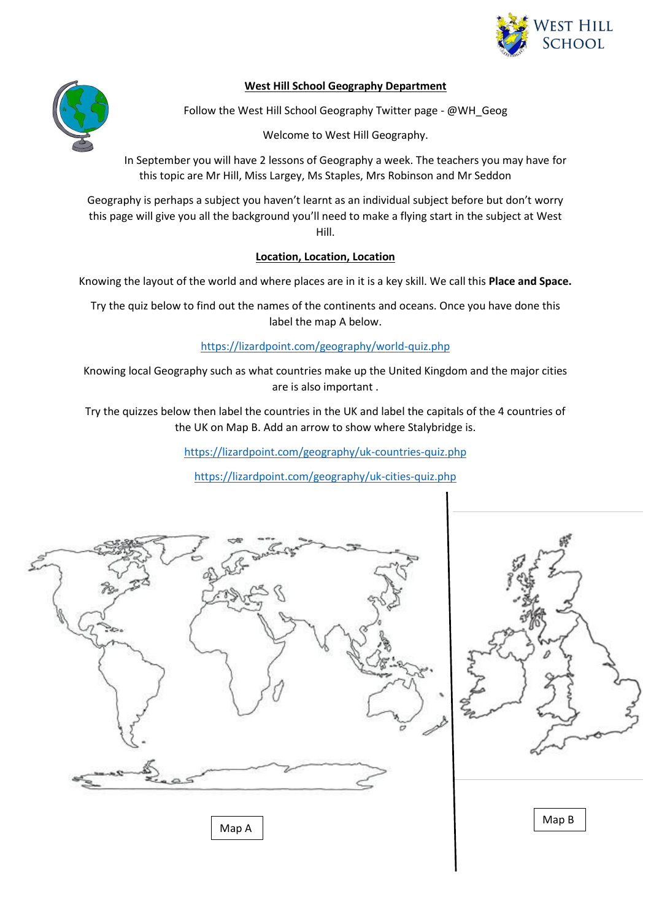## West Hill School Geography Department

Follow the West Hill School Geography Twitter page - @WH_Geog

Welcome to West Hill Geography.

In September you will have 2 lessons of Geography a week. The teachers you may have for this topic are Mr Hill, Miss Largey, Ms Staples, Mrs Robinson and Mr Seddon

Geography is perhaps a subject you haven't learnt as an individual subject before but don't worry this page will give you all the background you'll need to make a flying start in the subject at West Hill.

### Location, Location, Location

Knowing the layout of the world and where places are in it is a key skill. We call this **Place and Space.**

Try the quiz below to find out the names of the continents and oceans. Once you have done this label the map A below.

https://lizardpoint.com/geography/world-quiz.php

Knowing local Geography such as what countries make up the United Kingdom and the major cities are is also important .

Try the quizzes below then label the countries in the UK and label the capitals of the 4 countries of the UK on Map B. Add an arrow to show where Stalybridge is.

https://lizardpoint.com/geography/uk-countries-quiz.php

https://lizardpoint.com/geography/uk-cities-quiz.php

Map A

Map B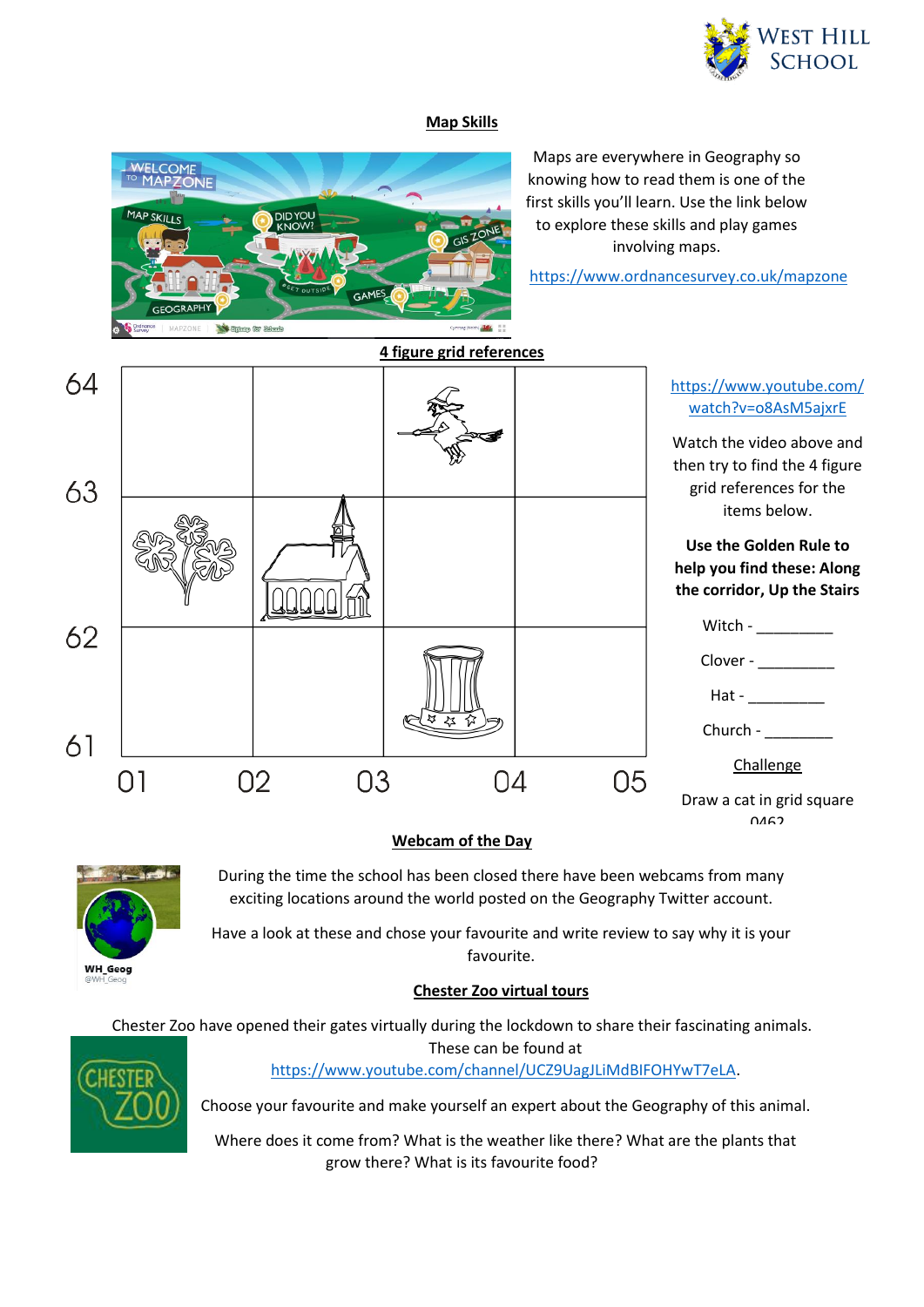## Map Skills

Maps are everywhere in Geography so knowing how to read them is one of the first skills you'll learn. Use the link below to explore these skills and play games involving maps.

https://www.ordnancesurvey.co.uk/mapzone

## 4 figure grid references

64

63

62

61

01 02 03 04 05

https://www.youtube.com/watch?v=o8AsM5ajxrE

Watch the video above and then try to find the 4 figure grid references for the items below.

**Use the Golden Rule to help you find these: Along the corridor, Up the Stairs**

Witch - _________

Clover - _________

Hat - _________

Church - ________

Challenge

Draw a cat in grid square 0462

## Webcam of the Day

WH_Geog
@WH_Geog

During the time the school has been closed there have been webcams from many exciting locations around the world posted on the Geography Twitter account.

Have a look at these and chose your favourite and write review to say why it is your favourite.

## Chester Zoo virtual tours

Chester Zoo have opened their gates virtually during the lockdown to share their fascinating animals. These can be found at https://www.youtube.com/channel/UCZ9UagJLiMdBIFOHYwT7eLA.

Choose your favourite and make yourself an expert about the Geography of this animal.

Where does it come from? What is the weather like there? What are the plants that grow there? What is its favourite food?